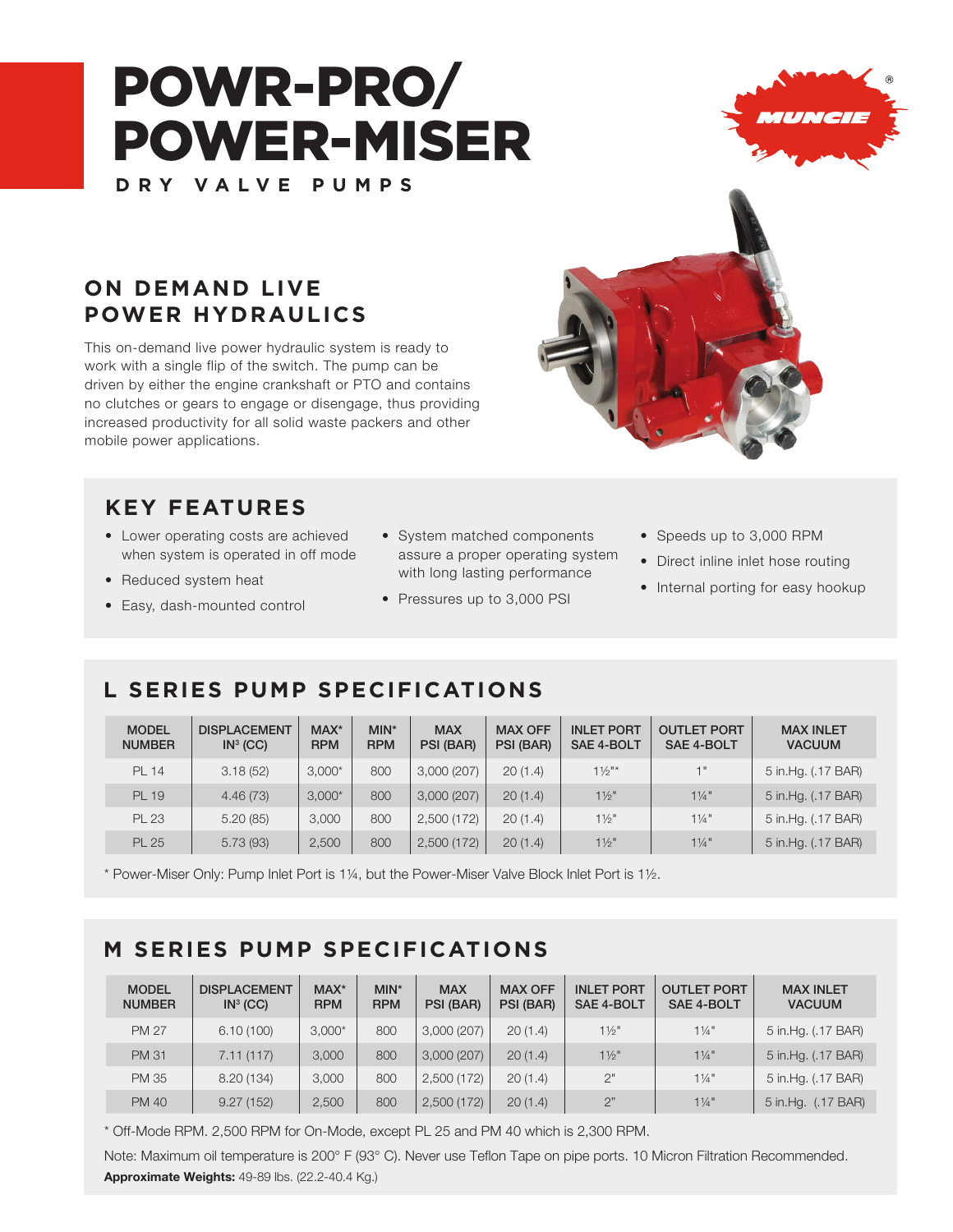# POWR-PRO/ POWER-MISER

DRY VALVE PUMPS

MUNCIE®

## ON DEMAND LIVE POWER HYDRAULICS

This on-demand live power hydraulic system is ready to work with a single flip of the switch. The pump can be driven by either the engine crankshaft or PTO and contains no clutches or gears to engage or disengage, thus providing increased productivity for all solid waste packers and other mobile power applications.

## KEY FEATURES

- Lower operating costs are achieved when system is operated in off mode
- Reduced system heat
- Easy, dash-mounted control
- System matched components assure a proper operating system with long lasting performance
- Pressures up to 3,000 PSI
- Speeds up to 3,000 RPM
- Direct inline inlet hose routing
- Internal porting for easy hookup

## L SERIES PUMP SPECIFICATIONS

| MODEL NUMBER | DISPLACEMENT IN³ (CC) | MAX* RPM | MIN* RPM | MAX PSI (BAR) | MAX OFF PSI (BAR) | INLET PORT SAE 4-BOLT | OUTLET PORT SAE 4-BOLT | MAX INLET VACUUM |
|---|---|---|---|---|---|---|---|---|
| PL 14 | 3.18 (52) | 3,000* | 800 | 3,000 (207) | 20 (1.4) | 1½"* | 1" | 5 in.Hg. (.17 BAR) |
| PL 19 | 4.46 (73) | 3,000* | 800 | 3,000 (207) | 20 (1.4) | 1½" | 1¼" | 5 in.Hg. (.17 BAR) |
| PL 23 | 5.20 (85) | 3,000 | 800 | 2,500 (172) | 20 (1.4) | 1½" | 1¼" | 5 in.Hg. (.17 BAR) |
| PL 25 | 5.73 (93) | 2,500 | 800 | 2,500 (172) | 20 (1.4) | 1½" | 1¼" | 5 in.Hg. (.17 BAR) |

\* Power-Miser Only: Pump Inlet Port is 1¼, but the Power-Miser Valve Block Inlet Port is 1½.

## M SERIES PUMP SPECIFICATIONS

| MODEL NUMBER | DISPLACEMENT IN³ (CC) | MAX* RPM | MIN* RPM | MAX PSI (BAR) | MAX OFF PSI (BAR) | INLET PORT SAE 4-BOLT | OUTLET PORT SAE 4-BOLT | MAX INLET VACUUM |
|---|---|---|---|---|---|---|---|---|
| PM 27 | 6.10 (100) | 3,000* | 800 | 3,000 (207) | 20 (1.4) | 1½" | 1¼" | 5 in.Hg. (.17 BAR) |
| PM 31 | 7.11 (117) | 3,000 | 800 | 3,000 (207) | 20 (1.4) | 1½" | 1¼" | 5 in.Hg. (.17 BAR) |
| PM 35 | 8.20 (134) | 3,000 | 800 | 2,500 (172) | 20 (1.4) | 2" | 1¼" | 5 in.Hg. (.17 BAR) |
| PM 40 | 9.27 (152) | 2,500 | 800 | 2,500 (172) | 20 (1.4) | 2" | 1¼" | 5 in.Hg. (.17 BAR) |

\* Off-Mode RPM. 2,500 RPM for On-Mode, except PL 25 and PM 40 which is 2,300 RPM.

Note: Maximum oil temperature is 200° F (93° C). Never use Teflon Tape on pipe ports. 10 Micron Filtration Recommended.

**Approximate Weights:** 49-89 lbs. (22.2-40.4 Kg.)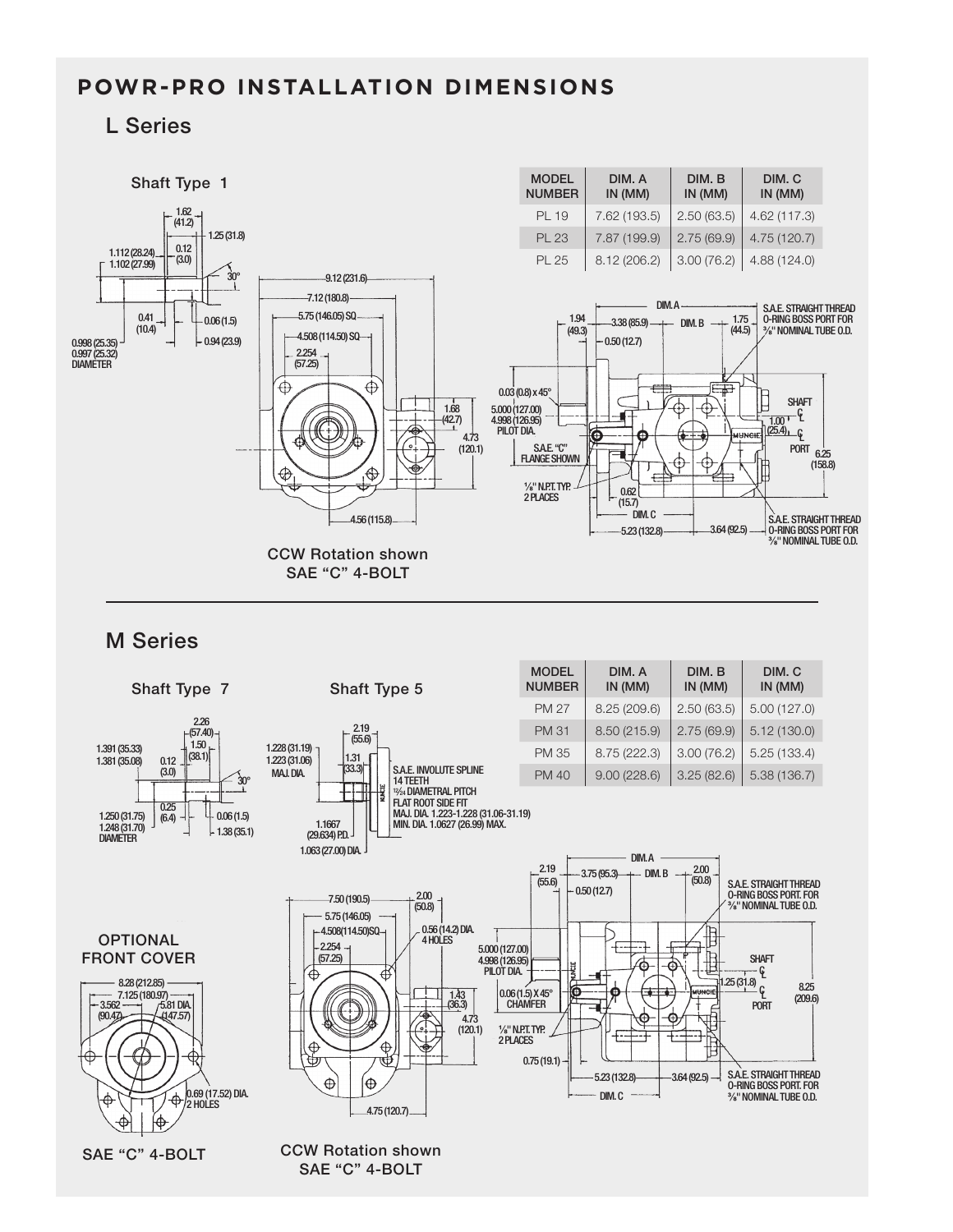# POWR-PRO INSTALLATION DIMENSIONS

## L Series

Shaft Type 1

| MODEL NUMBER | DIM. A IN (MM) | DIM. B IN (MM) | DIM. C IN (MM) |
|---|---|---|---|
| PL 19 | 7.62 (193.5) | 2.50 (63.5) | 4.62 (117.3) |
| PL 23 | 7.87 (199.9) | 2.75 (69.9) | 4.75 (120.7) |
| PL 25 | 8.12 (206.2) | 3.00 (76.2) | 4.88 (124.0) |

1.62 (41.2)
1.25 (31.8)
1.112 (28.24)
1.102 (27.99)
0.12 (3.0)
30°
0.41 (10.4)
0.06 (1.5)
0.94 (23.9)
0.998 (25.35)
0.997 (25.32)
DIAMETER

9.12 (231.6)
7.12 (180.8)
5.75 (146.05) SQ
4.508 (114.50) SQ
2.254 (57.25)
1.68 (42.7)
4.73 (120.1)
4.56 (115.8)

CCW Rotation shown
SAE "C" 4-BOLT

DIM. A
1.94 (49.3)
3.38 (85.9)
DIM. B
1.75 (44.5)
0.50 (12.7)
S.A.E. STRAIGHT THREAD O-RING BOSS PORT FOR ¾" NOMINAL TUBE O.D.
0.03 (0.8) x 45°
5.000 (127.00)
4.998 (126.95)
PILOT DIA.
S.A.E. "C" FLANGE SHOWN
⅛" N.P.T. TYP. 2 PLACES
0.62 (15.7)
DIM. C
5.23 (132.8)
3.64 (92.5)
SHAFT ℄
1.00 (25.4)
℄ PORT
6.25 (158.8)
S.A.E. STRAIGHT THREAD O-RING BOSS PORT FOR ⅝" NOMINAL TUBE O.D.

## M Series

Shaft Type 7

Shaft Type 5

| MODEL NUMBER | DIM. A IN (MM) | DIM. B IN (MM) | DIM. C IN (MM) |
|---|---|---|---|
| PM 27 | 8.25 (209.6) | 2.50 (63.5) | 5.00 (127.0) |
| PM 31 | 8.50 (215.9) | 2.75 (69.9) | 5.12 (130.0) |
| PM 35 | 8.75 (222.3) | 3.00 (76.2) | 5.25 (133.4) |
| PM 40 | 9.00 (228.6) | 3.25 (82.6) | 5.38 (136.7) |

2.26 (57.40)
1.50 (38.1)
1.391 (35.33)
1.381 (35.08)
0.12 (3.0)
30°
0.25 (6.4)
0.06 (1.5)
1.38 (35.1)
1.250 (31.75)
1.248 (31.70)
DIAMETER

2.19 (55.6)
1.228 (31.19)
1.223 (31.06)
MAJ. DIA.
1.31 (33.3)
S.A.E. INVOLUTE SPLINE
14 TEETH
12/24 DIAMETRAL PITCH
FLAT ROOT SIDE FIT
MAJ. DIA. 1.223-1.228 (31.06-31.19)
MIN. DIA. 1.0627 (26.99) MAX.
1.1667 (29.634) P.D.
1.063 (27.00) DIA.

OPTIONAL FRONT COVER

8.28 (212.85)
7.125 (180.97)
3.562 (90.47)
5.81 DIA. (147.57)
0.69 (17.52) DIA. 2 HOLES

SAE "C" 4-BOLT

7.50 (190.5)
2.00 (50.8)
5.75 (146.05)
4.508 (114.50) SQ
0.56 (14.2) DIA. 4 HOLES
2.254 (57.25)
1.43 (36.3)
4.73 (120.1)
4.75 (120.7)

CCW Rotation shown
SAE "C" 4-BOLT

DIM. A
2.19 (55.6)
3.75 (95.3)
DIM. B
2.00 (50.8)
0.50 (12.7)
S.A.E. STRAIGHT THREAD O-RING BOSS PORT. FOR ⅞" NOMINAL TUBE O.D.
5.000 (127.00)
4.998 (126.95)
PILOT DIA.
0.06 (1.5) X 45° CHAMFER
⅛" N.P.T. TYP. 2 PLACES
0.75 (19.1)
5.23 (132.8)
3.64 (92.5)
DIM. C
SHAFT ℄
1.25 (31.8)
℄ PORT
8.25 (209.6)
S.A.E. STRAIGHT THREAD O-RING BOSS PORT. FOR ⅝" NOMINAL TUBE O.D.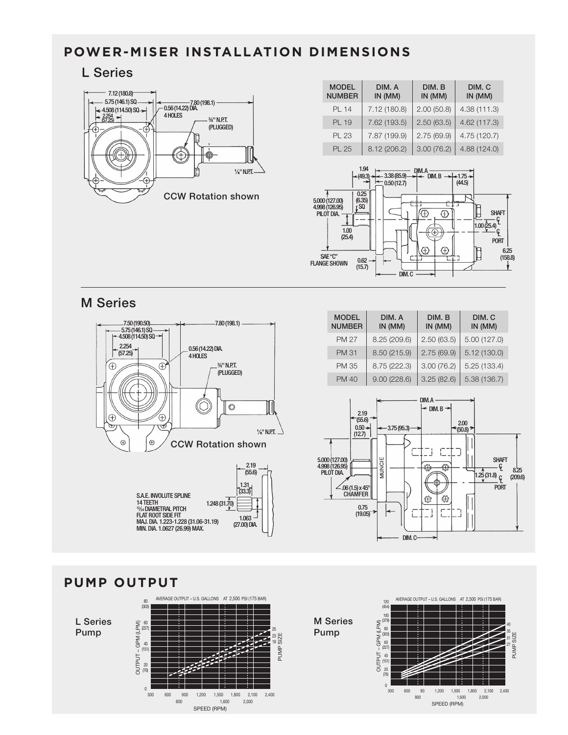# POWER-MISER INSTALLATION DIMENSIONS

## L Series

7.12 (180.8)
5.75 (146.1) SQ
4.508 (114.50) SQ
2.254 (57.25)
7.80 (198.1)
0.56 (14.22) DIA. 4 HOLES
¾" N.P.T. (PLUGGED)
⅛" N.P.T.

CCW Rotation shown

| MODEL NUMBER | DIM. A IN (MM) | DIM. B IN (MM) | DIM. C IN (MM) |
|---|---|---|---|
| PL 14 | 7.12 (180.8) | 2.00 (50.8) | 4.38 (111.3) |
| PL 19 | 7.62 (193.5) | 2.50 (63.5) | 4.62 (117.3) |
| PL 23 | 7.87 (199.9) | 2.75 (69.9) | 4.75 (120.7) |
| PL 25 | 8.12 (206.2) | 3.00 (76.2) | 4.88 (124.0) |

1.94 (49.3)
3.38 (85.9)
0.50 (12.7)
DIM. A
DIM. B
1.75 (44.5)
0.25 (6.35) SQ
5.000 (127.00)
4.998 (126.95)
PILOT DIA.
1.00 (25.4)
SHAFT ℄
1.00 (25.4)
℄ PORT
6.25 (158.8)
SAE "C" FLANGE SHOWN
0.62 (15.7)
DIM. C

## M Series

7.50 (190.50)
5.75 (146.1) SQ
4.508 (114.50) SQ
2.254 (57.25)
7.80 (198.1)
0.56 (14.22) DIA. 4 HOLES
¾" N.P.T. (PLUGGED)
⅛" N.P.T.

CCW Rotation shown

S.A.E. INVOLUTE SPLINE
14 TEETH
12/24 DIAMETRAL PITCH
FLAT ROOT SIDE FIT
MAJ. DIA. 1.223-1.228 (31.06-31.19)
MIN. DIA. 1.0627 (26.99) MAX.

2.19 (55.6)
1.31 (33.3)
1.248 (31.70)
1.063 (27.00) DIA.

| MODEL NUMBER | DIM. A IN (MM) | DIM. B IN (MM) | DIM. C IN (MM) |
|---|---|---|---|
| PM 27 | 8.25 (209.6) | 2.50 (63.5) | 5.00 (127.0) |
| PM 31 | 8.50 (215.9) | 2.75 (69.9) | 5.12 (130.0) |
| PM 35 | 8.75 (222.3) | 3.00 (76.2) | 5.25 (133.4) |
| PM 40 | 9.00 (228.6) | 3.25 (82.6) | 5.38 (136.7) |

DIM. A
DIM. B
2.19 (55.6)
0.50 (12.7)
3.75 (95.3)
2.00 (50.8)
5.000 (127.00)
4.998 (126.95)
PILOT DIA.
.06 (1.5) x 45° CHAMFER
MUNCIE
SHAFT ℄
1.25 (31.8)
℄ PORT
8.25 (209.6)
0.75 (19.05)
DIM. C

# PUMP OUTPUT

**L Series Pump**

AVERAGE OUTPUT – U.S. GALLONS AT 2,500 PSI (175 BAR)

OUTPUT – GPM (LPM): 0, 20 (76), 40 (151), 60 (227), 80 (303)

SPEED (RPM): 300, 600, 800, 900, 1,200, 1,500, 1,600, 1,800, 2,000, 2,100, 2,400

PUMP SIZE: 25, 23, 19

**M Series Pump**

AVERAGE OUTPUT – U.S. GALLONS AT 2,500 PSI (175 BAR)

OUTPUT – GPM (LPM): 0, 20 (76), 40 (151), 60 (227), 80 (303), 100 (379), 120 (454)

SPEED (RPM): 300, 600, 800, 900, 1,200, 1,500, 1,600, 1,800, 2,000, 2,100, 2,400

PUMP SIZE: 40, 35, 31, 27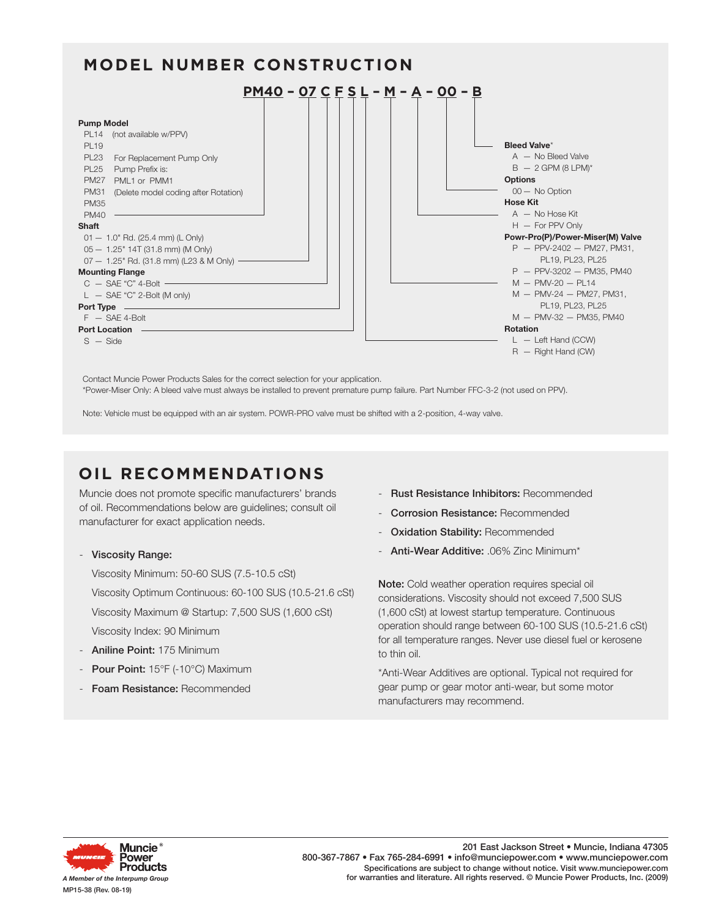## MODEL NUMBER CONSTRUCTION

**PM40 - 07 C F S L - M - A - 00 - B**

**Pump Model**
- PL14 (not available w/PPV)
- PL19
- PL23 For Replacement Pump Only
- PL25 Pump Prefix is:
- PM27 PML1 or PMM1
- PM31 (Delete model coding after Rotation)
- PM35
- PM40

**Shaft**
- 01 — 1.0" Rd. (25.4 mm) (L Only)
- 05 — 1.25" 14T (31.8 mm) (M Only)
- 07 — 1.25" Rd. (31.8 mm) (L23 & M Only)

**Mounting Flange**
- C — SAE "C" 4-Bolt
- L — SAE "C" 2-Bolt (M only)

**Port Type**
- F — SAE 4-Bolt

**Port Location**
- S — Side

**Bleed Valve***
- A — No Bleed Valve
- B — 2 GPM (8 LPM)*

**Options**
- 00 — No Option

**Hose Kit**
- A — No Hose Kit
- H — For PPV Only

**Powr-Pro(P)/Power-Miser(M) Valve**
- P — PPV-2402 — PM27, PM31, PL19, PL23, PL25
- P — PPV-3202 — PM35, PM40
- M — PMV-20 — PL14
- M — PMV-24 — PM27, PM31, PL19, PL23, PL25
- M — PMV-32 — PM35, PM40

**Rotation**
- L — Left Hand (CCW)
- R — Right Hand (CW)

Contact Muncie Power Products Sales for the correct selection for your application.
*Power-Miser Only: A bleed valve must always be installed to prevent premature pump failure. Part Number FFC-3-2 (not used on PPV).

Note: Vehicle must be equipped with an air system. POWR-PRO valve must be shifted with a 2-position, 4-way valve.

## OIL RECOMMENDATIONS

Muncie does not promote specific manufacturers' brands of oil. Recommendations below are guidelines; consult oil manufacturer for exact application needs.

- **Viscosity Range:**

  Viscosity Minimum: 50-60 SUS (7.5-10.5 cSt)

  Viscosity Optimum Continuous: 60-100 SUS (10.5-21.6 cSt)

  Viscosity Maximum @ Startup: 7,500 SUS (1,600 cSt)

  Viscosity Index: 90 Minimum
- **Aniline Point:** 175 Minimum
- **Pour Point:** 15°F (-10°C) Maximum
- **Foam Resistance:** Recommended
- **Rust Resistance Inhibitors:** Recommended
- **Corrosion Resistance:** Recommended
- **Oxidation Stability:** Recommended
- **Anti-Wear Additive:** .06% Zinc Minimum*

**Note:** Cold weather operation requires special oil considerations. Viscosity should not exceed 7,500 SUS (1,600 cSt) at lowest startup temperature. Continuous operation should range between 60-100 SUS (10.5-21.6 cSt) for all temperature ranges. Never use diesel fuel or kerosene to thin oil.

*Anti-Wear Additives are optional. Typical not required for gear pump or gear motor anti-wear, but some motor manufacturers may recommend.

Muncie® Power Products
*A Member of the Interpump Group*

MP15-38 (Rev. 08-19)

201 East Jackson Street • Muncie, Indiana 47305
800-367-7867 • Fax 765-284-6991 • info@munciepower.com • www.munciepower.com
Specifications are subject to change without notice. Visit www.munciepower.com for warranties and literature. All rights reserved. © Muncie Power Products, Inc. (2009)